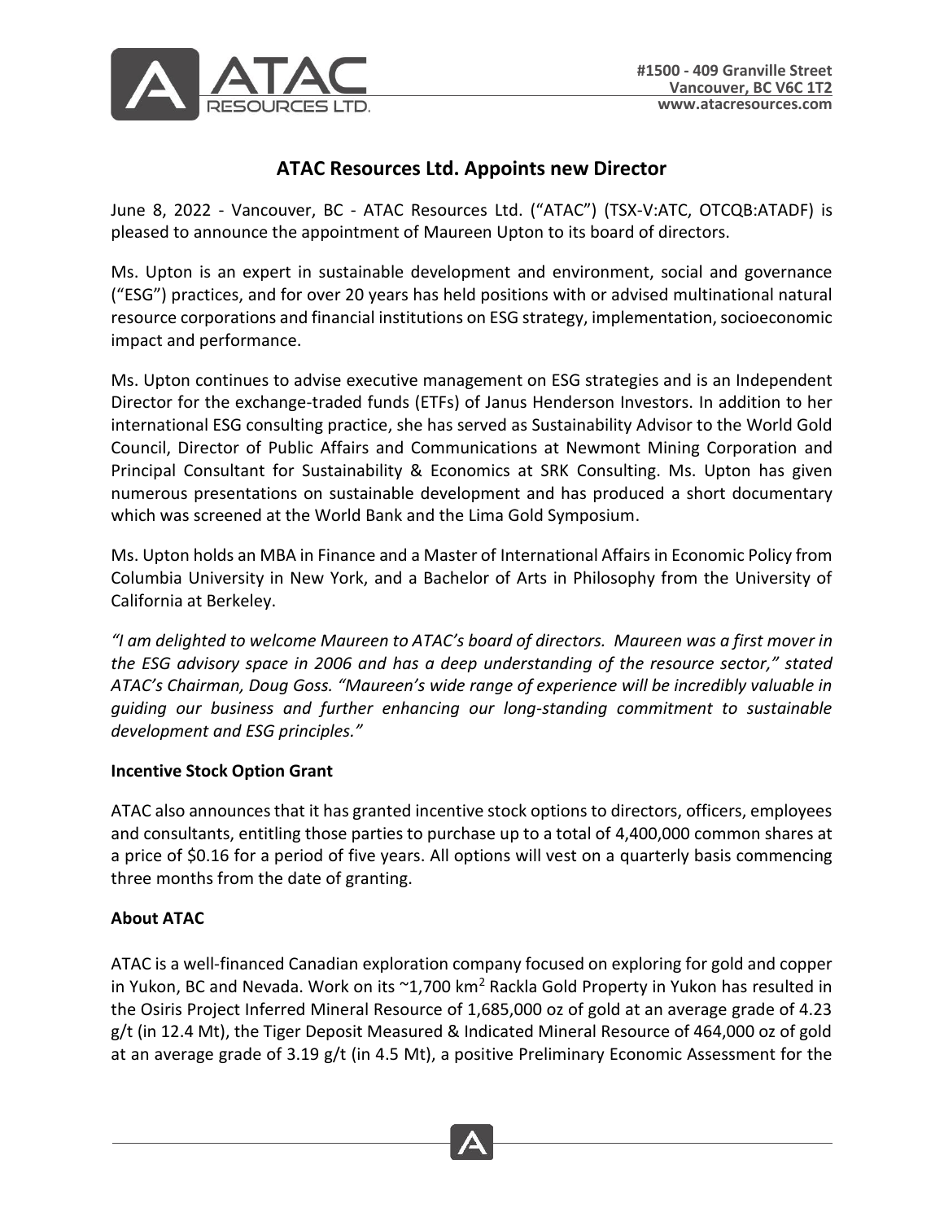#1500 - 409 Granville Street
Vancouver, BC V6C 1T2
www.atacresources.com

# ATAC Resources Ltd. Appoints new Director

June 8, 2022 - Vancouver, BC - ATAC Resources Ltd. ("ATAC") (TSX-V:ATC, OTCQB:ATADF) is pleased to announce the appointment of Maureen Upton to its board of directors.

Ms. Upton is an expert in sustainable development and environment, social and governance ("ESG") practices, and for over 20 years has held positions with or advised multinational natural resource corporations and financial institutions on ESG strategy, implementation, socioeconomic impact and performance.

Ms. Upton continues to advise executive management on ESG strategies and is an Independent Director for the exchange-traded funds (ETFs) of Janus Henderson Investors. In addition to her international ESG consulting practice, she has served as Sustainability Advisor to the World Gold Council, Director of Public Affairs and Communications at Newmont Mining Corporation and Principal Consultant for Sustainability & Economics at SRK Consulting. Ms. Upton has given numerous presentations on sustainable development and has produced a short documentary which was screened at the World Bank and the Lima Gold Symposium.

Ms. Upton holds an MBA in Finance and a Master of International Affairs in Economic Policy from Columbia University in New York, and a Bachelor of Arts in Philosophy from the University of California at Berkeley.

*"I am delighted to welcome Maureen to ATAC's board of directors. Maureen was a first mover in the ESG advisory space in 2006 and has a deep understanding of the resource sector," stated ATAC's Chairman, Doug Goss. "Maureen's wide range of experience will be incredibly valuable in guiding our business and further enhancing our long-standing commitment to sustainable development and ESG principles."*

**Incentive Stock Option Grant**

ATAC also announces that it has granted incentive stock options to directors, officers, employees and consultants, entitling those parties to purchase up to a total of 4,400,000 common shares at a price of $0.16 for a period of five years. All options will vest on a quarterly basis commencing three months from the date of granting.

**About ATAC**

ATAC is a well-financed Canadian exploration company focused on exploring for gold and copper in Yukon, BC and Nevada. Work on its ~1,700 km$^2$ Rackla Gold Property in Yukon has resulted in the Osiris Project Inferred Mineral Resource of 1,685,000 oz of gold at an average grade of 4.23 g/t (in 12.4 Mt), the Tiger Deposit Measured & Indicated Mineral Resource of 464,000 oz of gold at an average grade of 3.19 g/t (in 4.5 Mt), a positive Preliminary Economic Assessment for the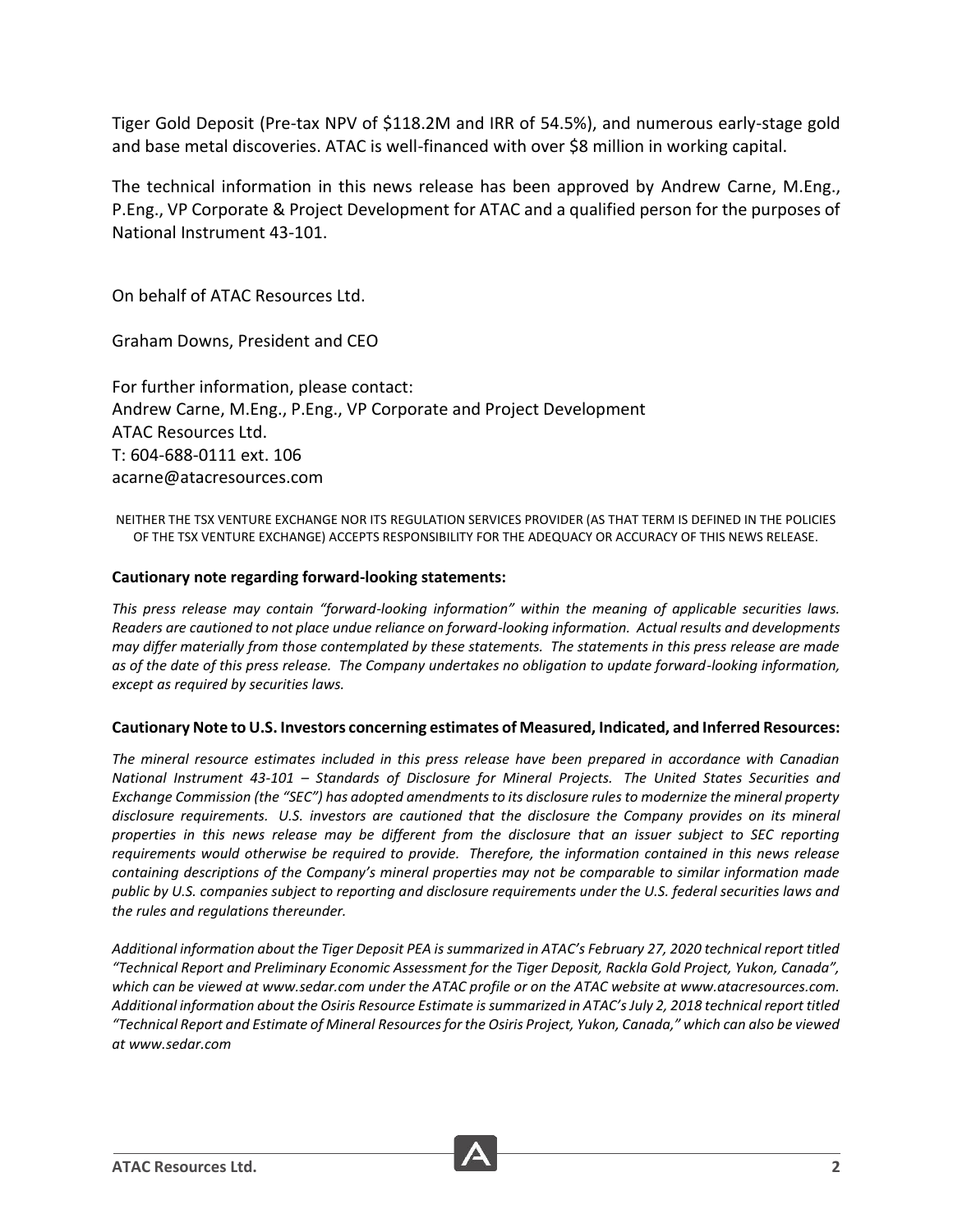Tiger Gold Deposit (Pre-tax NPV of $118.2M and IRR of 54.5%), and numerous early-stage gold and base metal discoveries. ATAC is well-financed with over $8 million in working capital.

The technical information in this news release has been approved by Andrew Carne, M.Eng., P.Eng., VP Corporate & Project Development for ATAC and a qualified person for the purposes of National Instrument 43-101.

On behalf of ATAC Resources Ltd.

Graham Downs, President and CEO

For further information, please contact:
Andrew Carne, M.Eng., P.Eng., VP Corporate and Project Development
ATAC Resources Ltd.
T: 604-688-0111 ext. 106
acarne@atacresources.com

NEITHER THE TSX VENTURE EXCHANGE NOR ITS REGULATION SERVICES PROVIDER (AS THAT TERM IS DEFINED IN THE POLICIES OF THE TSX VENTURE EXCHANGE) ACCEPTS RESPONSIBILITY FOR THE ADEQUACY OR ACCURACY OF THIS NEWS RELEASE.

**Cautionary note regarding forward-looking statements:**

*This press release may contain "forward-looking information" within the meaning of applicable securities laws. Readers are cautioned to not place undue reliance on forward-looking information. Actual results and developments may differ materially from those contemplated by these statements. The statements in this press release are made as of the date of this press release. The Company undertakes no obligation to update forward-looking information, except as required by securities laws.*

**Cautionary Note to U.S. Investors concerning estimates of Measured, Indicated, and Inferred Resources:**

*The mineral resource estimates included in this press release have been prepared in accordance with Canadian National Instrument 43-101 – Standards of Disclosure for Mineral Projects. The United States Securities and Exchange Commission (the "SEC") has adopted amendments to its disclosure rules to modernize the mineral property disclosure requirements. U.S. investors are cautioned that the disclosure the Company provides on its mineral properties in this news release may be different from the disclosure that an issuer subject to SEC reporting requirements would otherwise be required to provide. Therefore, the information contained in this news release containing descriptions of the Company's mineral properties may not be comparable to similar information made public by U.S. companies subject to reporting and disclosure requirements under the U.S. federal securities laws and the rules and regulations thereunder.*

*Additional information about the Tiger Deposit PEA is summarized in ATAC's February 27, 2020 technical report titled "Technical Report and Preliminary Economic Assessment for the Tiger Deposit, Rackla Gold Project, Yukon, Canada", which can be viewed at www.sedar.com under the ATAC profile or on the ATAC website at www.atacresources.com. Additional information about the Osiris Resource Estimate is summarized in ATAC's July 2, 2018 technical report titled "Technical Report and Estimate of Mineral Resources for the Osiris Project, Yukon, Canada," which can also be viewed at www.sedar.com*